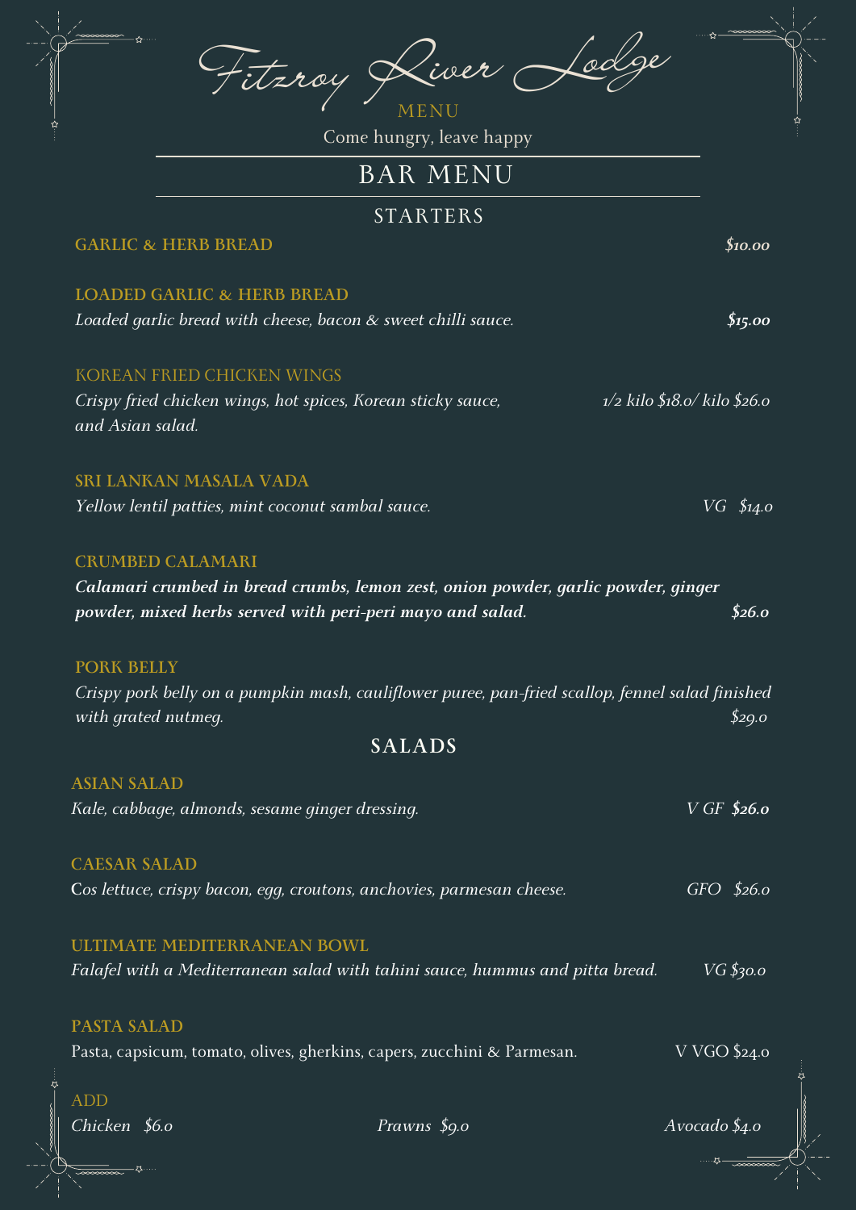# Fitzroy River Lodge

MENU

Come hungry, leave happy

## BAR MENU

### STARTERS

**GARLIC & HERB BREAD** ***$10.00***

**LOADED GARLIC & HERB BREAD**

*Loaded garlic bread with cheese, bacon & sweet chilli sauce.* ***$15.00***

KOREAN FRIED CHICKEN WINGS

*Crispy fried chicken wings, hot spices, Korean sticky sauce, and Asian salad.* *1/2 kilo $18.0/ kilo $26.0*

**SRI LANKAN MASALA VADA**

*Yellow lentil patties, mint coconut sambal sauce.* *VG $14.0*

**CRUMBED CALAMARI**

***Calamari crumbed in bread crumbs, lemon zest, onion powder, garlic powder, ginger powder, mixed herbs served with peri-peri mayo and salad.*** ***$26.0***

**PORK BELLY**

*Crispy pork belly on a pumpkin mash, cauliflower puree, pan-fried scallop, fennel salad finished with grated nutmeg.* *$29.0*

### SALADS

**ASIAN SALAD**

*Kale, cabbage, almonds, sesame ginger dressing.* *V GF* ***$26.0***

**CAESAR SALAD**

*Cos lettuce, crispy bacon, egg, croutons, anchovies, parmesan cheese.* *GFO $26.0*

**ULTIMATE MEDITERRANEAN BOWL**

*Falafel with a Mediterranean salad with tahini sauce, hummus and pitta bread.* *VG $30.0*

**PASTA SALAD**

Pasta, capsicum, tomato, olives, gherkins, capers, zucchini & Parmesan. V VGO $24.0

ADD

*Chicken $6.0* *Prawns $9.0* *Avocado $4.0*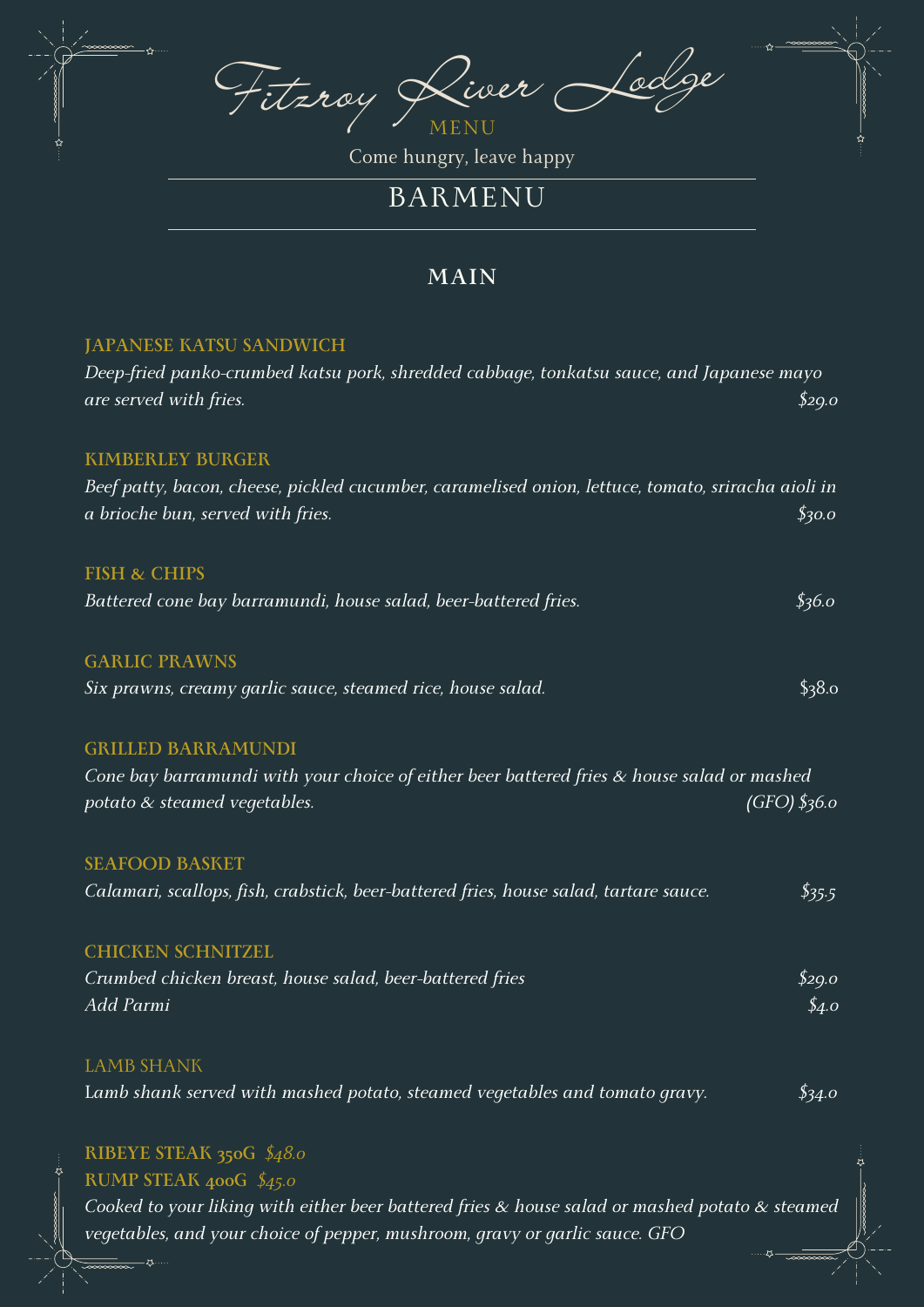# Fitzroy River Lodge

MENU

Come hungry, leave happy

## BARMENU

### MAIN

**JAPANESE KATSU SANDWICH**
*Deep-fried panko-crumbed katsu pork, shredded cabbage, tonkatsu sauce, and Japanese mayo are served with fries.* *$29.0*

**KIMBERLEY BURGER**
*Beef patty, bacon, cheese, pickled cucumber, caramelised onion, lettuce, tomato, sriracha aioli in a brioche bun, served with fries.* *$30.0*

**FISH & CHIPS**
*Battered cone bay barramundi, house salad, beer-battered fries.* *$36.0*

**GARLIC PRAWNS**
*Six prawns, creamy garlic sauce, steamed rice, house salad.* $38.0

**GRILLED BARRAMUNDI**
*Cone bay barramundi with your choice of either beer battered fries & house salad or mashed potato & steamed vegetables.* *(GFO) $36.0*

**SEAFOOD BASKET**
*Calamari, scallops, fish, crabstick, beer-battered fries, house salad, tartare sauce.* *$35.5*

**CHICKEN SCHNITZEL**
*Crumbed chicken breast, house salad, beer-battered fries* *$29.0*
*Add Parmi* *$4.0*

LAMB SHANK
Lamb shank *served with mashed potato, steamed vegetables and tomato gravy.* *$34.0*

**RIBEYE STEAK 350G** *$48.0*
**RUMP STEAK 400G** *$45.0*
*Cooked to your liking with either beer battered fries & house salad or mashed potato & steamed vegetables, and your choice of pepper, mushroom, gravy or garlic sauce. GFO*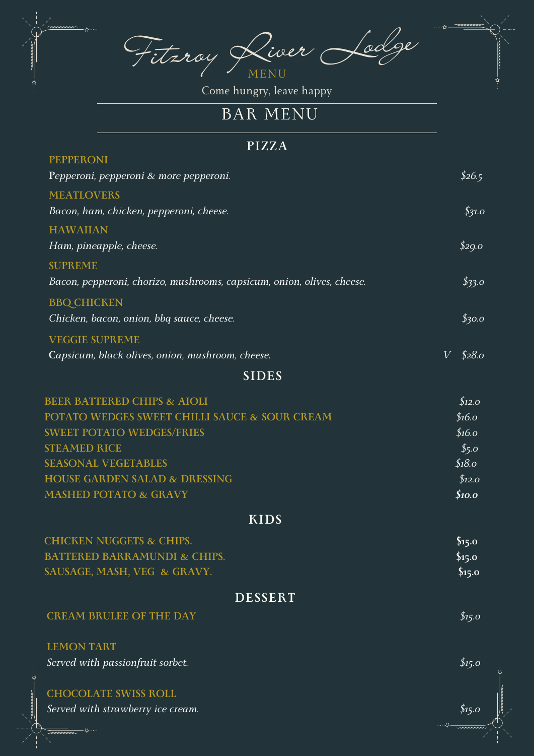# Fitzroy River Lodge

MENU

Come hungry, leave happy

## BAR MENU

### PIZZA

**PEPPERONI**
*Pepperoni, pepperoni & more pepperoni.* — *$26.5*

**MEATLOVERS**
*Bacon, ham, chicken, pepperoni, cheese.* — *$31.0*

**HAWAIIAN**
*Ham, pineapple, cheese.* — *$29.0*

**SUPREME**
*Bacon, pepperoni, chorizo, mushrooms, capsicum, onion, olives, cheese.* — *$33.0*

**BBQ CHICKEN**
*Chicken, bacon, onion, bbq sauce, cheese.* — *$30.0*

**VEGGIE SUPREME**
*Capsicum, black olives, onion, mushroom, cheese.* — *V* *$28.0*

### SIDES

| | |
|---|---|
| BEER BATTERED CHIPS & AIOLI | *$12.0* |
| POTATO WEDGES SWEET CHILLI SAUCE & SOUR CREAM | *$16.0* |
| SWEET POTATO WEDGES/FRIES | *$16.0* |
| STEAMED RICE | *$5.0* |
| SEASONAL VEGETABLES | *$18.0* |
| HOUSE GARDEN SALAD & DRESSING | *$12.0* |
| MASHED POTATO & GRAVY | ***$10.0*** |

### KIDS

| | |
|---|---|
| CHICKEN NUGGETS & CHIPS. | **$15.0** |
| BATTERED BARRAMUNDI & CHIPS. | **$15.0** |
| SAUSAGE, MASH, VEG & GRAVY. | **$15.0** |

### DESSERT

**CREAM BRULEE OF THE DAY** — *$15.0*

**LEMON TART**
*Served with passionfruit sorbet.* — *$15.0*

**CHOCOLATE SWISS ROLL**
*Served with strawberry ice cream.* — *$15.0*